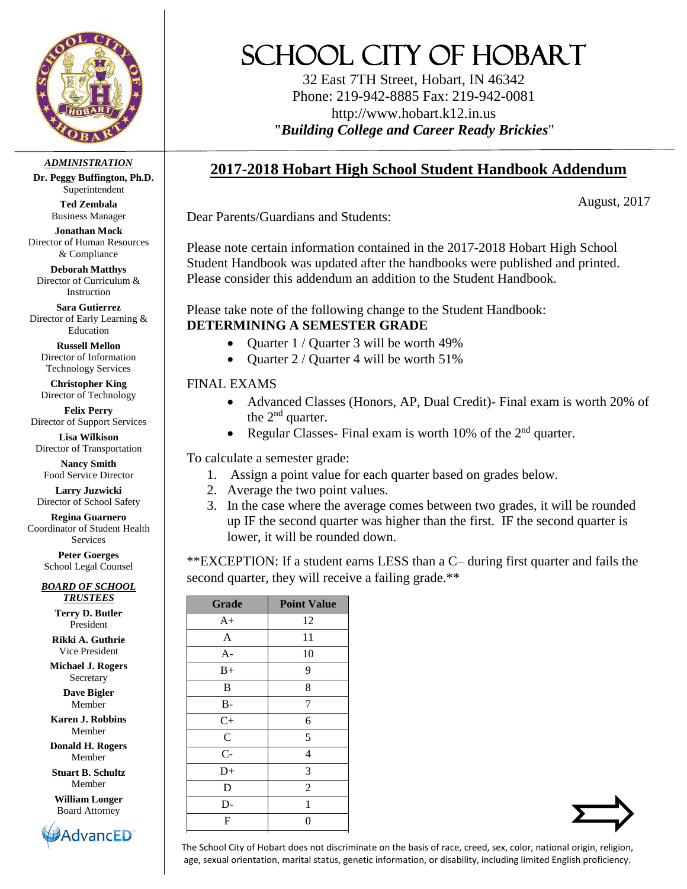# SCHOOL CITY OF HOBART

32 East 7TH Street, Hobart, IN 46342
Phone: 219-942-8885 Fax: 219-942-0081
http://www.hobart.k12.in.us
***"Building College and Career Ready Brickies"***

***ADMINISTRATION***

**Dr. Peggy Buffington, Ph.D.**
Superintendent

**Ted Zembala**
Business Manager

**Jonathan Mock**
Director of Human Resources & Compliance

**Deborah Matthys**
Director of Curriculum & Instruction

**Sara Gutierrez**
Director of Early Learning & Education

**Russell Mellon**
Director of Information Technology Services

**Christopher King**
Director of Technology

**Felix Perry**
Director of Support Services

**Lisa Wilkison**
Director of Transportation

**Nancy Smith**
Food Service Director

**Larry Juzwicki**
Director of School Safety

**Regina Guarnero**
Coordinator of Student Health Services

**Peter Goerges**
School Legal Counsel

***BOARD OF SCHOOL TRUSTEES***

**Terry D. Butler**
President

**Rikki A. Guthrie**
Vice President

**Michael J. Rogers**
Secretary

**Dave Bigler**
Member

**Karen J. Robbins**
Member

**Donald H. Rogers**
Member

**Stuart B. Schultz**
Member

**William Longer**
Board Attorney

AdvancED

## 2017-2018 Hobart High School Student Handbook Addendum

August, 2017

Dear Parents/Guardians and Students:

Please note certain information contained in the 2017-2018 Hobart High School Student Handbook was updated after the handbooks were published and printed. Please consider this addendum an addition to the Student Handbook.

Please take note of the following change to the Student Handbook:
**DETERMINING A SEMESTER GRADE**

- Quarter 1 / Quarter 3 will be worth 49%
- Quarter 2 / Quarter 4 will be worth 51%

FINAL EXAMS

- Advanced Classes (Honors, AP, Dual Credit)- Final exam is worth 20% of the 2nd quarter.
- Regular Classes- Final exam is worth 10% of the 2nd quarter.

To calculate a semester grade:

1. Assign a point value for each quarter based on grades below.
2. Average the two point values.
3. In the case where the average comes between two grades, it will be rounded up IF the second quarter was higher than the first. IF the second quarter is lower, it will be rounded down.

**EXCEPTION: If a student earns LESS than a C– during first quarter and fails the second quarter, they will receive a failing grade.**

| Grade | Point Value |
|---|---|
| A+ | 12 |
| A | 11 |
| A- | 10 |
| B+ | 9 |
| B | 8 |
| B- | 7 |
| C+ | 6 |
| C | 5 |
| C- | 4 |
| D+ | 3 |
| D | 2 |
| D- | 1 |
| F | 0 |

The School City of Hobart does not discriminate on the basis of race, creed, sex, color, national origin, religion, age, sexual orientation, marital status, genetic information, or disability, including limited English proficiency.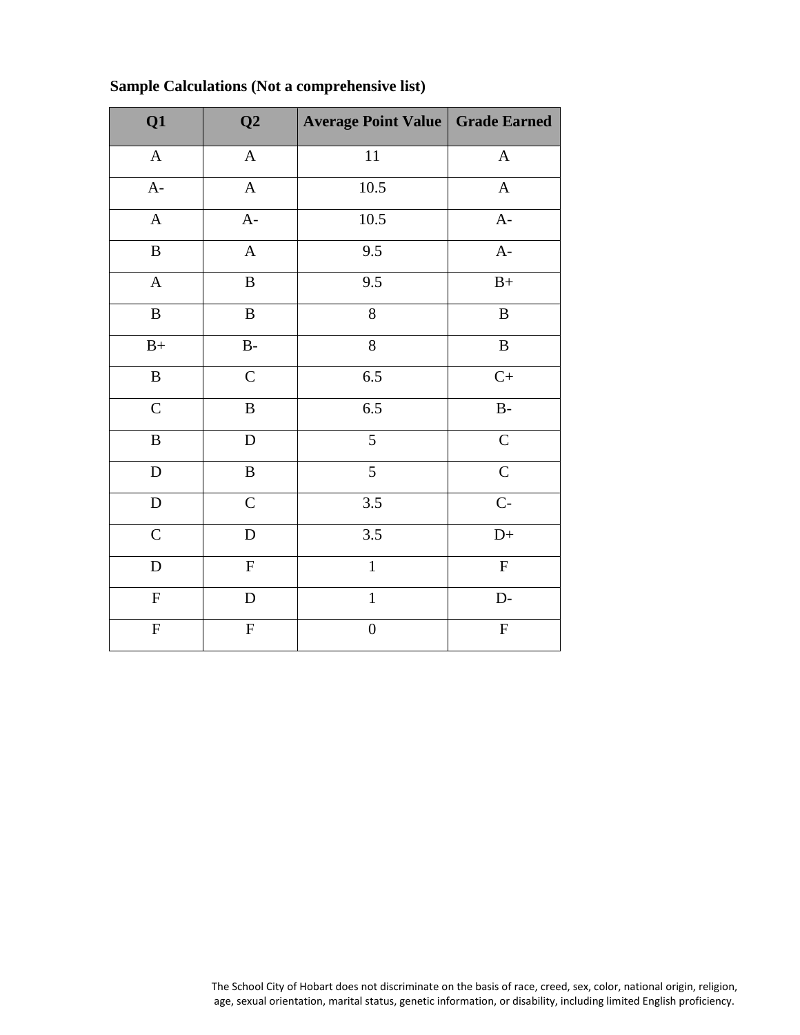**Sample Calculations (Not a comprehensive list)**

| Q1 | Q2 | Average Point Value | Grade Earned |
|---|---|---|---|
| A | A | 11 | A |
| A- | A | 10.5 | A |
| A | A- | 10.5 | A- |
| B | A | 9.5 | A- |
| A | B | 9.5 | B+ |
| B | B | 8 | B |
| B+ | B- | 8 | B |
| B | C | 6.5 | C+ |
| C | B | 6.5 | B- |
| B | D | 5 | C |
| D | B | 5 | C |
| D | C | 3.5 | C- |
| C | D | 3.5 | D+ |
| D | F | 1 | F |
| F | D | 1 | D- |
| F | F | 0 | F |

The School City of Hobart does not discriminate on the basis of race, creed, sex, color, national origin, religion, age, sexual orientation, marital status, genetic information, or disability, including limited English proficiency.